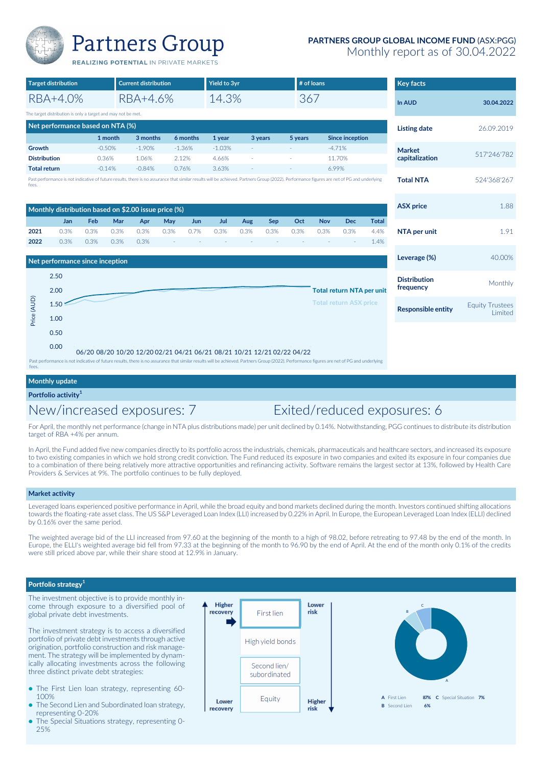# Partners Group

REALIZING POTENTIAL IN PRIVATE MARKETS

**PARTNERS GROUP GLOBAL INCOME FUND** (ASX:PGG)
Monthly report as of 30.04.2022

| Target distribution | Current distribution | Yield to 3yr | # of loans |
|---|---|---|---|
| RBA+4.0% | RBA+4.6% | 14.3% | 367 |

The target distribution is only a target and may not be met.

## Net performance based on NTA (%)

| | 1 month | 3 months | 6 months | 1 year | 3 years | 5 years | Since inception |
|---|---|---|---|---|---|---|---|
| **Growth** | -0.50% | -1.90% | -1.36% | -1.03% | - | - | -4.71% |
| **Distribution** | 0.36% | 1.06% | 2.12% | 4.66% | - | - | 11.70% |
| **Total return** | -0.14% | -0.84% | 0.76% | 3.63% | - | - | 6.99% |

Past performance is not indicative of future results, there is no assurance that similar results will be achieved. Partners Group (2022). Performance figures are net of PG and underlying fees.

## Monthly distribution based on $2.00 issue price (%)

| | Jan | Feb | Mar | Apr | May | Jun | Jul | Aug | Sep | Oct | Nov | Dec | Total |
|---|---|---|---|---|---|---|---|---|---|---|---|---|---|
| **2021** | 0.3% | 0.3% | 0.3% | 0.3% | 0.3% | 0.7% | 0.3% | 0.3% | 0.3% | 0.3% | 0.3% | 0.3% | 4.4% |
| **2022** | 0.3% | 0.3% | 0.3% | 0.3% | - | - | - | - | - | - | - | - | 1.4% |

## Net performance since inception

Price (AUD): 2.50, 2.00, 1.50, 1.00, 0.50, 0.00

06/20 08/20 10/20 12/20 02/21 04/21 06/21 08/21 10/21 12/21 02/22 04/22

**Total return NTA per unit**
Total return ASX price

Past performance is not indicative of future results, there is no assurance that similar results will be achieved. Partners Group (2022). Performance figures are net of PG and underlying fees.

## Key facts

| In AUD | 30.04.2022 |
|---|---|
| **Listing date** | 26.09.2019 |
| **Market capitalization** | 517'246'782 |
| **Total NTA** | 524'368'267 |
| **ASX price** | 1.88 |
| **NTA per unit** | 1.91 |
| **Leverage (%)** | 40.00% |
| **Distribution frequency** | Monthly |
| **Responsible entity** | Equity Trustees Limited |

## Monthly update

### Portfolio activity[1]

New/increased exposures: 7

Exited/reduced exposures: 6

For April, the monthly net performance (change in NTA plus distributions made) per unit declined by 0.14%. Notwithstanding, PGG continues to distribute its distribution target of RBA +4% per annum.

In April, the Fund added five new companies directly to its portfolio across the industrials, chemicals, pharmaceuticals and healthcare sectors, and increased its exposure to two existing companies in which we hold strong credit conviction. The Fund reduced its exposure in two companies and exited its exposure in four companies due to a combination of there being relatively more attractive opportunities and refinancing activity. Software remains the largest sector at 13%, followed by Health Care Providers & Services at 9%. The portfolio continues to be fully deployed.

### Market activity

Leveraged loans experienced positive performance in April, while the broad equity and bond markets declined during the month. Investors continued shifting allocations towards the floating-rate asset class. The US S&P Leveraged Loan Index (LLI) increased by 0.22% in April. In Europe, the European Leveraged Loan Index (ELLI) declined by 0.16% over the same period.

The weighted average bid of the LLI increased from 97.60 at the beginning of the month to a high of 98.02, before retreating to 97.48 by the end of the month. In Europe, the ELLI's weighted average bid fell from 97.33 at the beginning of the month to 96.90 by the end of April. At the end of the month only 0.1% of the credits were still priced above par, while their share stood at 12.9% in January.

## Portfolio strategy[1]

The investment objective is to provide monthly income through exposure to a diversified pool of global private debt investments.

The investment strategy is to access a diversified portfolio of private debt investments through active origination, portfolio construction and risk management. The strategy will be implemented by dynamically allocating investments across the following three distinct private debt strategies:

- The First Lien loan strategy, representing 60-100%
- The Second Lien and Subordinated loan strategy, representing 0-20%
- The Special Situations strategy, representing 0-25%

Higher recovery / Lower risk → Lower recovery / Higher risk: First lien; High yield bonds; Second lien/ subordinated; Equity

| | | |
|---|---|---|
| **A** First Lien | 87% | |
| **B** Second Lien | 6% | |
| **C** Special Situation | 7% | |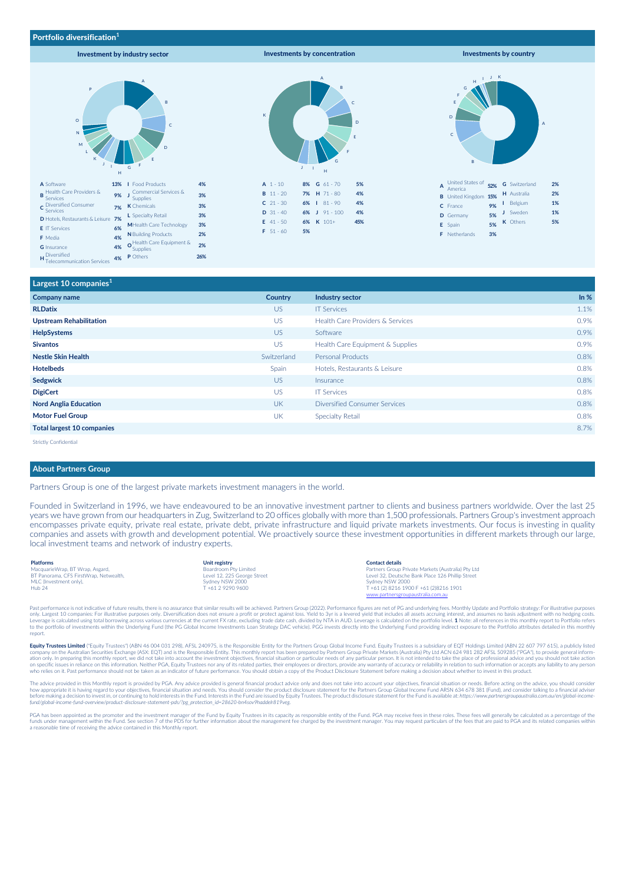## Portfolio diversification[1]

### Investment by industry sector

P
A
B
C
D
E
F
G
H
I
J
K
L
M
N
O

**A** Software 13%
**B** Health Care Providers & Services 9%
**C** Diversified Consumer Services 7%
**D** Hotels, Restaurants & Leisure 7%
**E** IT Services 6%
**F** Media 4%
**G** Insurance 4%
**H** Diversified Telecommunication Services 4%
**I** Food Products 4%
**J** Commercial Services & Supplies 3%
**K** Chemicals 3%
**L** Specialty Retail 3%
**M** Health Care Technology 3%
**N** Building Products 2%
**O** Health Care Equipment & Supplies 2%
**P** Others 26%

### Investments by concentration

A
B
C
D
E
F
G
H
I
J
K

**A** 1 - 10 8%
**B** 11 - 20 7%
**C** 21 - 30 6%
**D** 31 - 40 6%
**E** 41 - 50 6%
**F** 51 - 60 5%
**G** 61 - 70 5%
**H** 71 - 80 4%
**I** 81 - 90 4%
**J** 91 - 100 4%
**K** 101+ 45%

### Investments by country

A
B
C
D
E
F
G
H
I
J
K

**A** United States of America 52%
**B** United Kingdom 15%
**C** France 9%
**D** Germany 5%
**E** Spain 5%
**F** Netherlands 3%
**G** Switzerland 2%
**H** Australia 2%
**I** Belgium 1%
**J** Sweden 1%
**K** Others 5%

## Largest 10 companies[1]

| Company name | Country | Industry sector | In % |
|---|---|---|---|
| **RLDatix** | US | IT Services | 1.1% |
| **Upstream Rehabilitation** | US | Health Care Providers & Services | 0.9% |
| **HelpSystems** | US | Software | 0.9% |
| **Sivantos** | US | Health Care Equipment & Supplies | 0.9% |
| **Nestle Skin Health** | Switzerland | Personal Products | 0.8% |
| **Hotelbeds** | Spain | Hotels, Restaurants & Leisure | 0.8% |
| **Sedgwick** | US | Insurance | 0.8% |
| **DigiCert** | US | IT Services | 0.8% |
| **Nord Anglia Education** | UK | Diversified Consumer Services | 0.8% |
| **Motor Fuel Group** | UK | Specialty Retail | 0.8% |
| **Total largest 10 companies** | | | 8.7% |

Strictly Confidential

## About Partners Group

Partners Group is one of the largest private markets investment managers in the world.

Founded in Switzerland in 1996, we have endeavoured to be an innovative investment partner to clients and business partners worldwide. Over the last 25 years we have grown from our headquarters in Zug, Switzerland to 20 offices globally with more than 1,500 professionals. Partners Group's investment approach encompasses private equity, private real estate, private debt, private infrastructure and liquid private markets investments. Our focus is investing in quality companies and assets with growth and development potential. We proactively source these investment opportunities in different markets through our large, local investment teams and network of industry experts.

**Platforms**
MacquarieWrap, BT Wrap, Asgard,
BT Panorama, CFS FirstWrap, Netwealth,
MLC (Investment only),
Hub 24

**Unit registry**
Boardroom Pty Limited
Level 12, 225 George Street
Sydney NSW 2000
T +61 2 9290 9600

**Contact details**
Partners Group Private Markets (Australia) Pty Ltd
Level 32, Deutsche Bank Place 126 Phillip Street
Sydney NSW 2000
T +61 (2) 8216 1900 F +61 (2)8216 1901
www.partnersgroupaustralia.com.au

Past performance is not indicative of future results, there is no assurance that similar results will be achieved. Partners Group (2022). Performance figures are net of PG and underlying fees. Monthly Update and Portfolio strategy: For illustrative purposes only. Largest 10 companies: For illustrative purposes only. Diversification does not ensure a profit or protect against loss. Yield to 3yr is a levered yield that includes all assets accruing interest, and assumes no basis adjustment with no hedging costs. Leverage is calculated using total borrowing across various currencies at the current FX rate, excluding trade date cash, divided by NTA in AUD. Leverage is calculated on the portfolio level. **1** Note: all references in this monthly report to Portfolio refers to the portfolio of investments within the Underlying Fund (the PG Global Income Investments Loan Strategy DAC vehicle). PGG invests directly into the Underlying Fund providing indirect exposure to the Portfolio attributes detailed in this monthly report.

**Equity Trustees Limited** ("Equity Trustees") (ABN 46 004 031 298), AFSL 240975, is the Responsible Entity for the Partners Group Global Income Fund. Equity Trustees is a subsidiary of EQT Holdings Limited (ABN 22 607 797 615), a publicly listed company on the Australian Securities Exchange (ASX: EQT) and is the Responsible Entity. This monthly report has been prepared by Partners Group Private Markets (Australia) Pty Ltd ACN 624 981 282 AFSL 509285 ("PGA"), to provide general information only. In preparing this monthly report, we did not take into account the investment objectives, financial situation or particular needs of any particular person. It is not intended to take the place of professional advice and you should not take action on specific issues in reliance on this information. Neither PGA, Equity Trustees nor any of its related parties, their employees or directors, provide any warranty of accuracy or reliability in relation to such information or accepts any liability to any person who relies on it. Past performance should not be taken as an indicator of future performance. You should obtain a copy of the Product Disclosure Statement before making a decision about whether to invest in this product.

The advice provided in this Monthly report is provided by PGA. Any advice provided is general financial product advice only and does not take into account your objectives, financial situation or needs. Before acting on the advice, you should consider how appropriate it is having regard to your objectives, financial situation and needs. You should consider the product disclosure statement for the Partners Group Global Income Fund ARSN 634 678 381 (Fund), and consider talking to a financial adviser before making a decision to invest in, or continuing to hold interests in the Fund. Interests in the Fund are issued by Equity Trustees. The product disclosure statement for the Fund is available at: *https://www.partnersgroupaustralia.com.au/en/global-income-fund/global-income-fund-overview/product-disclosure-statement-pds/?pg_protection_id=28620-bn4sov9haddelr819veg.*

PGA has been appointed as the promoter and the investment manager of the Fund by Equity Trustees in its capacity as responsible entity of the Fund. PGA may receive fees in these roles. These fees will generally be calculated as a percentage of the funds under management within the Fund. See section 7 of the PDS for further information about the management fee charged by the investment manager. You may request particulars of the fees that are paid to PGA and its related companies within a reasonable time of receiving the advice contained in this Monthly report.